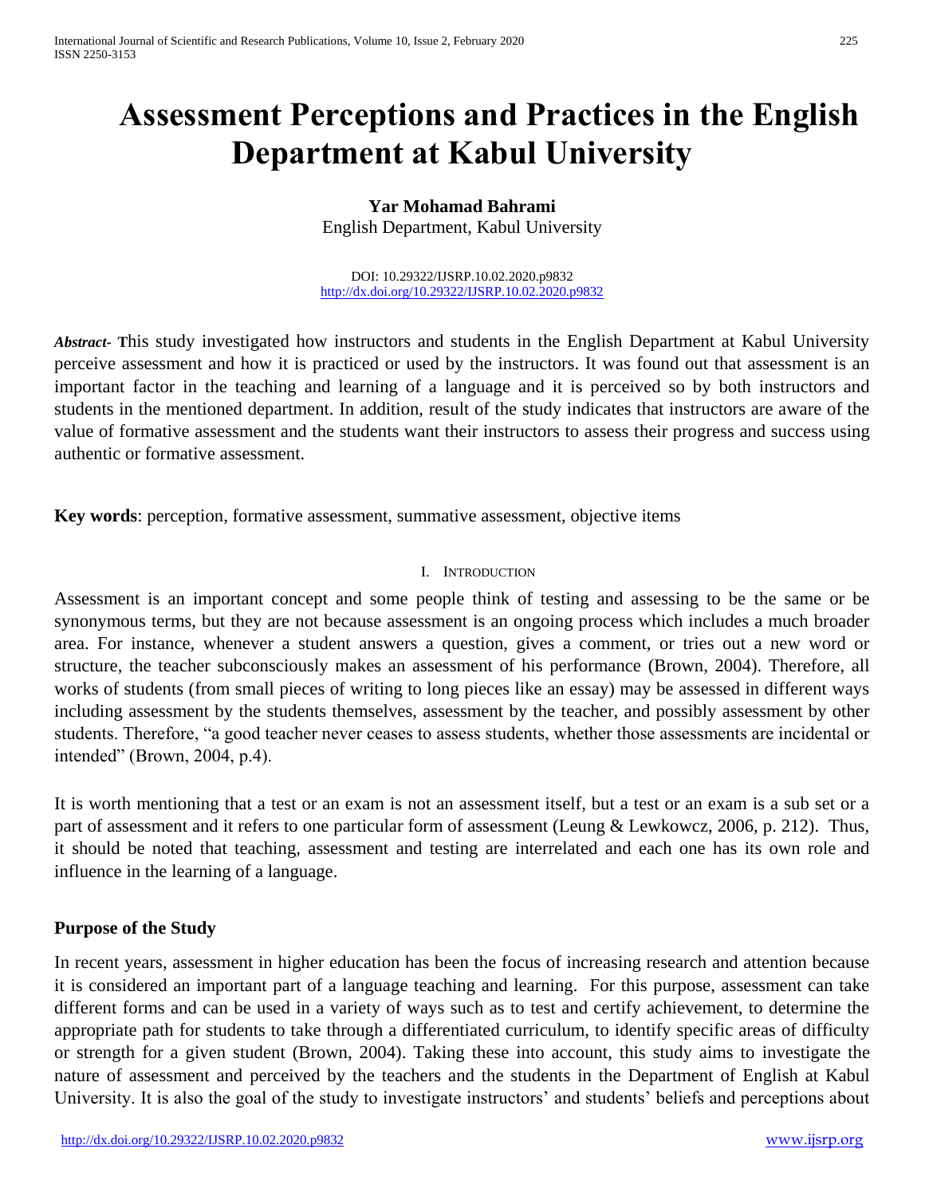# Assessment Perceptions and Practices in the English Department at Kabul University

**Yar Mohamad Bahrami**
English Department, Kabul University

DOI: 10.29322/IJSRP.10.02.2020.p9832
http://dx.doi.org/10.29322/IJSRP.10.02.2020.p9832

***Abstract-*** This study investigated how instructors and students in the English Department at Kabul University perceive assessment and how it is practiced or used by the instructors. It was found out that assessment is an important factor in the teaching and learning of a language and it is perceived so by both instructors and students in the mentioned department. In addition, result of the study indicates that instructors are aware of the value of formative assessment and the students want their instructors to assess their progress and success using authentic or formative assessment.

**Key words**: perception, formative assessment, summative assessment, objective items

## I. Introduction

Assessment is an important concept and some people think of testing and assessing to be the same or be synonymous terms, but they are not because assessment is an ongoing process which includes a much broader area. For instance, whenever a student answers a question, gives a comment, or tries out a new word or structure, the teacher subconsciously makes an assessment of his performance (Brown, 2004). Therefore, all works of students (from small pieces of writing to long pieces like an essay) may be assessed in different ways including assessment by the students themselves, assessment by the teacher, and possibly assessment by other students. Therefore, "a good teacher never ceases to assess students, whether those assessments are incidental or intended" (Brown, 2004, p.4).

It is worth mentioning that a test or an exam is not an assessment itself, but a test or an exam is a sub set or a part of assessment and it refers to one particular form of assessment (Leung & Lewkowcz, 2006, p. 212). Thus, it should be noted that teaching, assessment and testing are interrelated and each one has its own role and influence in the learning of a language.

### Purpose of the Study

In recent years, assessment in higher education has been the focus of increasing research and attention because it is considered an important part of a language teaching and learning. For this purpose, assessment can take different forms and can be used in a variety of ways such as to test and certify achievement, to determine the appropriate path for students to take through a differentiated curriculum, to identify specific areas of difficulty or strength for a given student (Brown, 2004). Taking these into account, this study aims to investigate the nature of assessment and perceived by the teachers and the students in the Department of English at Kabul University. It is also the goal of the study to investigate instructors' and students' beliefs and perceptions about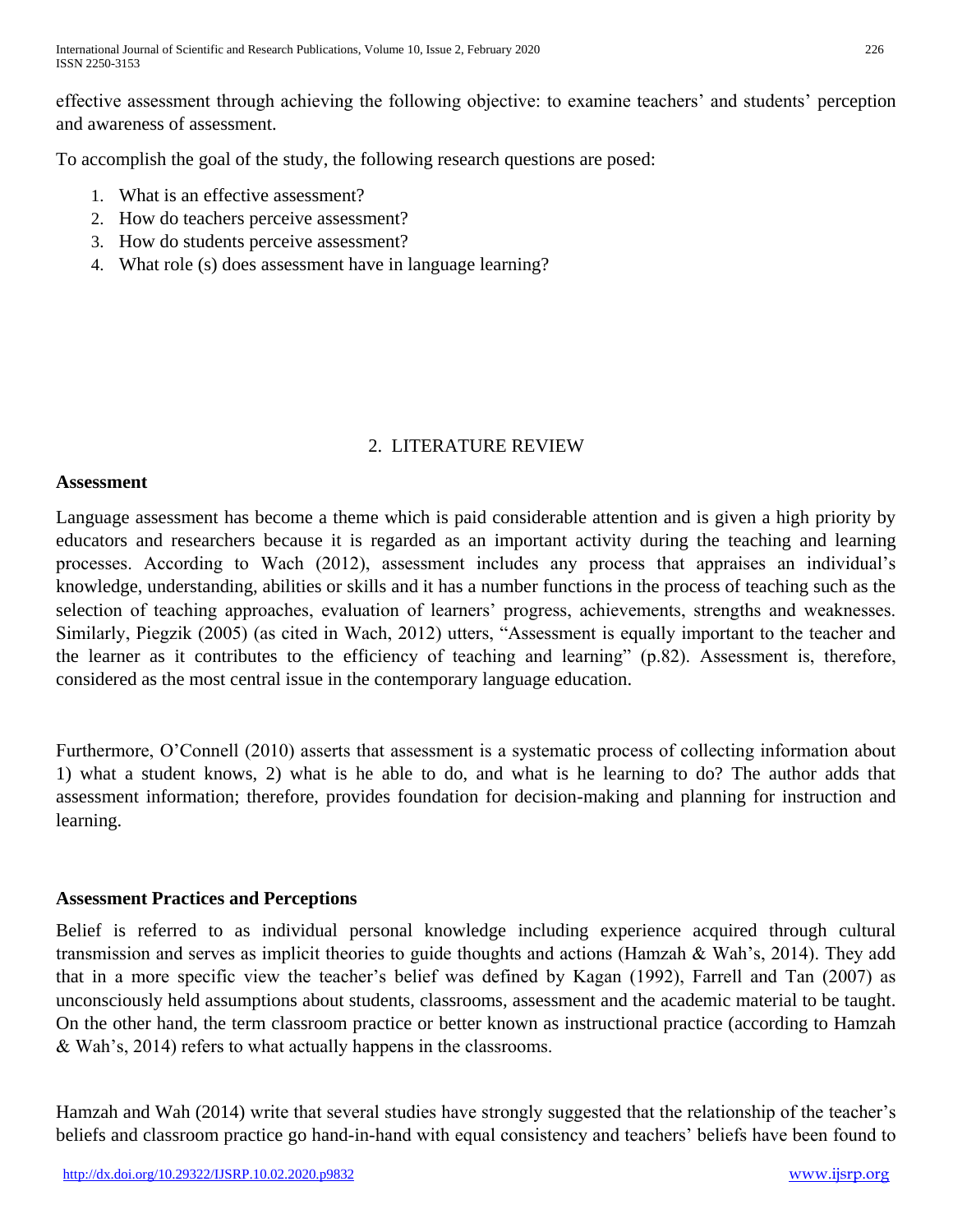effective assessment through achieving the following objective: to examine teachers' and students' perception and awareness of assessment.

To accomplish the goal of the study, the following research questions are posed:

1. What is an effective assessment?
2. How do teachers perceive assessment?
3. How do students perceive assessment?
4. What role (s) does assessment have in language learning?

## 2. LITERATURE REVIEW

### Assessment

Language assessment has become a theme which is paid considerable attention and is given a high priority by educators and researchers because it is regarded as an important activity during the teaching and learning processes. According to Wach (2012), assessment includes any process that appraises an individual's knowledge, understanding, abilities or skills and it has a number functions in the process of teaching such as the selection of teaching approaches, evaluation of learners' progress, achievements, strengths and weaknesses. Similarly, Piegzik (2005) (as cited in Wach, 2012) utters, "Assessment is equally important to the teacher and the learner as it contributes to the efficiency of teaching and learning" (p.82). Assessment is, therefore, considered as the most central issue in the contemporary language education.

Furthermore, O'Connell (2010) asserts that assessment is a systematic process of collecting information about 1) what a student knows, 2) what is he able to do, and what is he learning to do? The author adds that assessment information; therefore, provides foundation for decision-making and planning for instruction and learning.

### Assessment Practices and Perceptions

Belief is referred to as individual personal knowledge including experience acquired through cultural transmission and serves as implicit theories to guide thoughts and actions (Hamzah & Wah's, 2014). They add that in a more specific view the teacher's belief was defined by Kagan (1992), Farrell and Tan (2007) as unconsciously held assumptions about students, classrooms, assessment and the academic material to be taught. On the other hand, the term classroom practice or better known as instructional practice (according to Hamzah & Wah's, 2014) refers to what actually happens in the classrooms.

Hamzah and Wah (2014) write that several studies have strongly suggested that the relationship of the teacher's beliefs and classroom practice go hand-in-hand with equal consistency and teachers' beliefs have been found to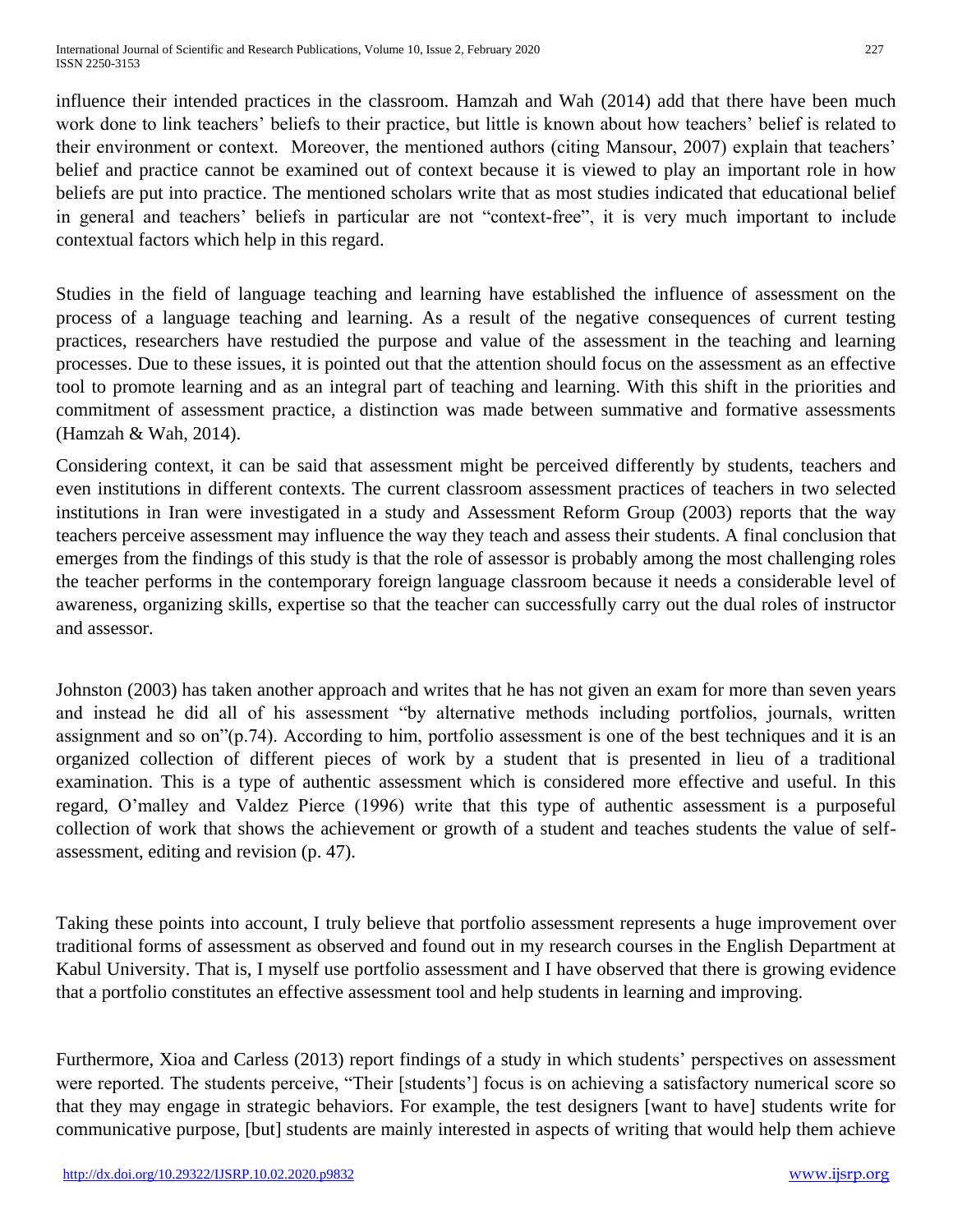influence their intended practices in the classroom. Hamzah and Wah (2014) add that there have been much work done to link teachers' beliefs to their practice, but little is known about how teachers' belief is related to their environment or context. Moreover, the mentioned authors (citing Mansour, 2007) explain that teachers' belief and practice cannot be examined out of context because it is viewed to play an important role in how beliefs are put into practice. The mentioned scholars write that as most studies indicated that educational belief in general and teachers' beliefs in particular are not "context-free", it is very much important to include contextual factors which help in this regard.

Studies in the field of language teaching and learning have established the influence of assessment on the process of a language teaching and learning. As a result of the negative consequences of current testing practices, researchers have restudied the purpose and value of the assessment in the teaching and learning processes. Due to these issues, it is pointed out that the attention should focus on the assessment as an effective tool to promote learning and as an integral part of teaching and learning. With this shift in the priorities and commitment of assessment practice, a distinction was made between summative and formative assessments (Hamzah & Wah, 2014).

Considering context, it can be said that assessment might be perceived differently by students, teachers and even institutions in different contexts. The current classroom assessment practices of teachers in two selected institutions in Iran were investigated in a study and Assessment Reform Group (2003) reports that the way teachers perceive assessment may influence the way they teach and assess their students. A final conclusion that emerges from the findings of this study is that the role of assessor is probably among the most challenging roles the teacher performs in the contemporary foreign language classroom because it needs a considerable level of awareness, organizing skills, expertise so that the teacher can successfully carry out the dual roles of instructor and assessor.

Johnston (2003) has taken another approach and writes that he has not given an exam for more than seven years and instead he did all of his assessment "by alternative methods including portfolios, journals, written assignment and so on"(p.74). According to him, portfolio assessment is one of the best techniques and it is an organized collection of different pieces of work by a student that is presented in lieu of a traditional examination. This is a type of authentic assessment which is considered more effective and useful. In this regard, O'malley and Valdez Pierce (1996) write that this type of authentic assessment is a purposeful collection of work that shows the achievement or growth of a student and teaches students the value of self-assessment, editing and revision (p. 47).

Taking these points into account, I truly believe that portfolio assessment represents a huge improvement over traditional forms of assessment as observed and found out in my research courses in the English Department at Kabul University. That is, I myself use portfolio assessment and I have observed that there is growing evidence that a portfolio constitutes an effective assessment tool and help students in learning and improving.

Furthermore, Xioa and Carless (2013) report findings of a study in which students' perspectives on assessment were reported. The students perceive, "Their [students'] focus is on achieving a satisfactory numerical score so that they may engage in strategic behaviors. For example, the test designers [want to have] students write for communicative purpose, [but] students are mainly interested in aspects of writing that would help them achieve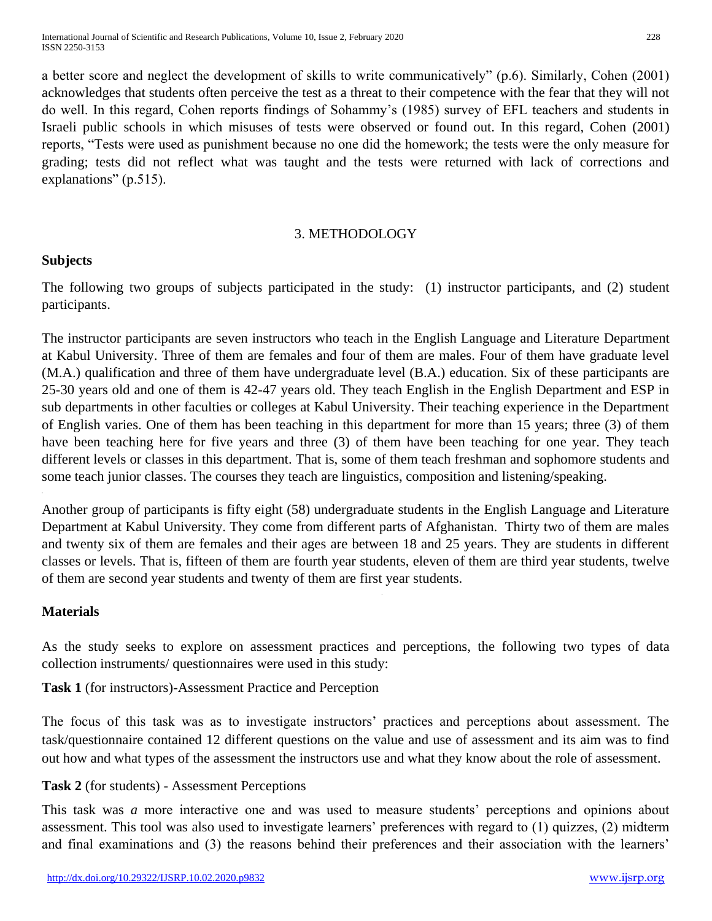a better score and neglect the development of skills to write communicatively" (p.6). Similarly, Cohen (2001) acknowledges that students often perceive the test as a threat to their competence with the fear that they will not do well. In this regard, Cohen reports findings of Sohammy's (1985) survey of EFL teachers and students in Israeli public schools in which misuses of tests were observed or found out. In this regard, Cohen (2001) reports, "Tests were used as punishment because no one did the homework; the tests were the only measure for grading; tests did not reflect what was taught and the tests were returned with lack of corrections and explanations" (p.515).

## 3. METHODOLOGY

**Subjects**

The following two groups of subjects participated in the study: (1) instructor participants, and (2) student participants.

The instructor participants are seven instructors who teach in the English Language and Literature Department at Kabul University. Three of them are females and four of them are males. Four of them have graduate level (M.A.) qualification and three of them have undergraduate level (B.A.) education. Six of these participants are 25-30 years old and one of them is 42-47 years old. They teach English in the English Department and ESP in sub departments in other faculties or colleges at Kabul University. Their teaching experience in the Department of English varies. One of them has been teaching in this department for more than 15 years; three (3) of them have been teaching here for five years and three (3) of them have been teaching for one year. They teach different levels or classes in this department. That is, some of them teach freshman and sophomore students and some teach junior classes. The courses they teach are linguistics, composition and listening/speaking.

Another group of participants is fifty eight (58) undergraduate students in the English Language and Literature Department at Kabul University. They come from different parts of Afghanistan. Thirty two of them are males and twenty six of them are females and their ages are between 18 and 25 years. They are students in different classes or levels. That is, fifteen of them are fourth year students, eleven of them are third year students, twelve of them are second year students and twenty of them are first year students.

**Materials**

As the study seeks to explore on assessment practices and perceptions, the following two types of data collection instruments/ questionnaires were used in this study:

**Task 1** (for instructors)-Assessment Practice and Perception

The focus of this task was as to investigate instructors' practices and perceptions about assessment. The task/questionnaire contained 12 different questions on the value and use of assessment and its aim was to find out how and what types of the assessment the instructors use and what they know about the role of assessment.

**Task 2** (for students) - Assessment Perceptions

This task was *a* more interactive one and was used to measure students' perceptions and opinions about assessment. This tool was also used to investigate learners' preferences with regard to (1) quizzes, (2) midterm and final examinations and (3) the reasons behind their preferences and their association with the learners'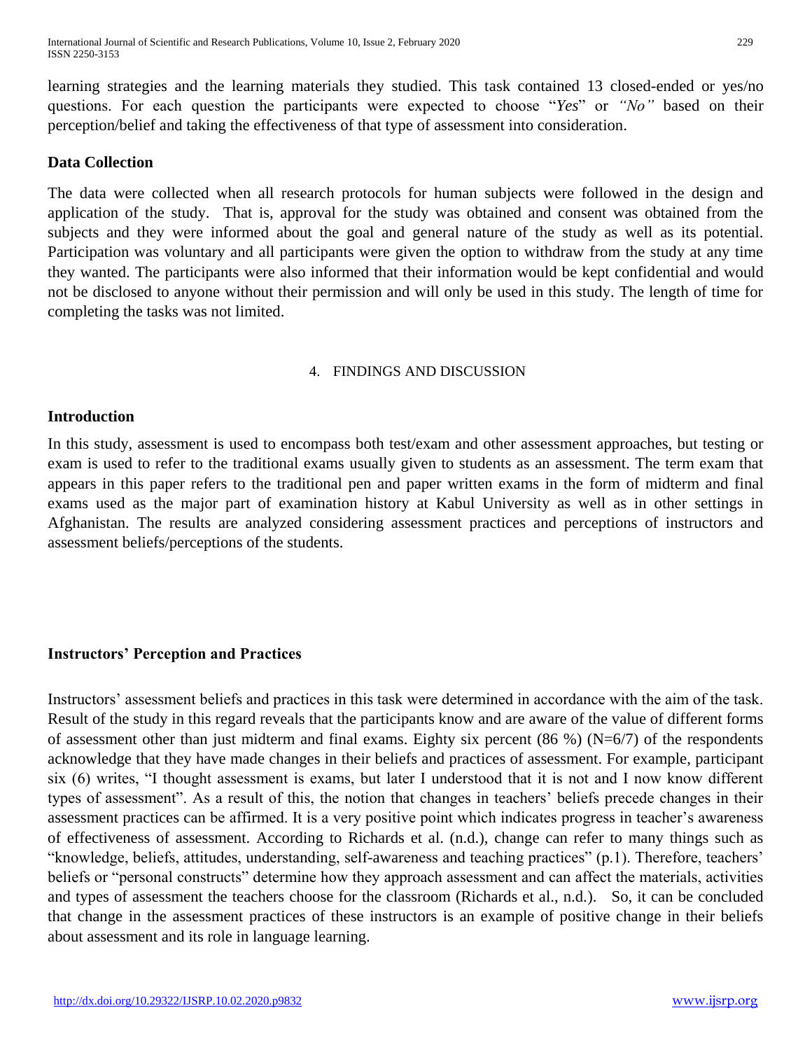learning strategies and the learning materials they studied. This task contained 13 closed-ended or yes/no questions. For each question the participants were expected to choose "*Yes*" or *"No"* based on their perception/belief and taking the effectiveness of that type of assessment into consideration.

### Data Collection

The data were collected when all research protocols for human subjects were followed in the design and application of the study. That is, approval for the study was obtained and consent was obtained from the subjects and they were informed about the goal and general nature of the study as well as its potential. Participation was voluntary and all participants were given the option to withdraw from the study at any time they wanted. The participants were also informed that their information would be kept confidential and would not be disclosed to anyone without their permission and will only be used in this study. The length of time for completing the tasks was not limited.

## 4. FINDINGS AND DISCUSSION

### Introduction

In this study, assessment is used to encompass both test/exam and other assessment approaches, but testing or exam is used to refer to the traditional exams usually given to students as an assessment. The term exam that appears in this paper refers to the traditional pen and paper written exams in the form of midterm and final exams used as the major part of examination history at Kabul University as well as in other settings in Afghanistan. The results are analyzed considering assessment practices and perceptions of instructors and assessment beliefs/perceptions of the students.

### Instructors' Perception and Practices

Instructors' assessment beliefs and practices in this task were determined in accordance with the aim of the task. Result of the study in this regard reveals that the participants know and are aware of the value of different forms of assessment other than just midterm and final exams. Eighty six percent (86 %) (N=6/7) of the respondents acknowledge that they have made changes in their beliefs and practices of assessment. For example, participant six (6) writes, "I thought assessment is exams, but later I understood that it is not and I now know different types of assessment". As a result of this, the notion that changes in teachers' beliefs precede changes in their assessment practices can be affirmed. It is a very positive point which indicates progress in teacher's awareness of effectiveness of assessment. According to Richards et al. (n.d.), change can refer to many things such as "knowledge, beliefs, attitudes, understanding, self-awareness and teaching practices" (p.1). Therefore, teachers' beliefs or "personal constructs" determine how they approach assessment and can affect the materials, activities and types of assessment the teachers choose for the classroom (Richards et al., n.d.). So, it can be concluded that change in the assessment practices of these instructors is an example of positive change in their beliefs about assessment and its role in language learning.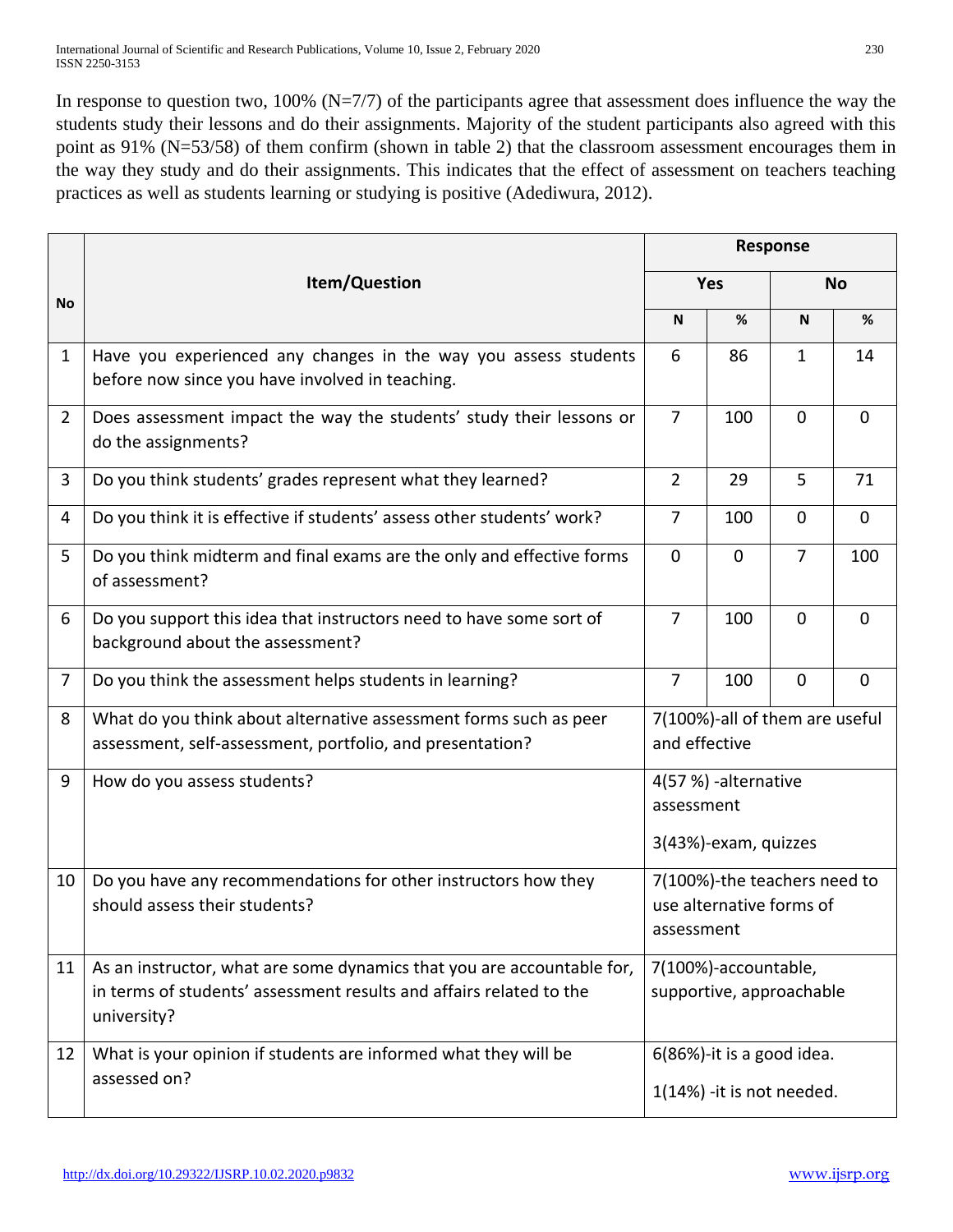In response to question two, 100% (N=7/7) of the participants agree that assessment does influence the way the students study their lessons and do their assignments. Majority of the student participants also agreed with this point as 91% (N=53/58) of them confirm (shown in table 2) that the classroom assessment encourages them in the way they study and do their assignments. This indicates that the effect of assessment on teachers teaching practices as well as students learning or studying is positive (Adediwura, 2012).

| No | Item/Question | Response | | | |
|---|---|---|---|---|---|
| | | Yes | | No | |
| | | N | % | N | % |
| 1 | Have you experienced any changes in the way you assess students before now since you have involved in teaching. | 6 | 86 | 1 | 14 |
| 2 | Does assessment impact the way the students' study their lessons or do the assignments? | 7 | 100 | 0 | 0 |
| 3 | Do you think students' grades represent what they learned? | 2 | 29 | 5 | 71 |
| 4 | Do you think it is effective if students' assess other students' work? | 7 | 100 | 0 | 0 |
| 5 | Do you think midterm and final exams are the only and effective forms of assessment? | 0 | 0 | 7 | 100 |
| 6 | Do you support this idea that instructors need to have some sort of background about the assessment? | 7 | 100 | 0 | 0 |
| 7 | Do you think the assessment helps students in learning? | 7 | 100 | 0 | 0 |
| 8 | What do you think about alternative assessment forms such as peer assessment, self-assessment, portfolio, and presentation? | 7(100%)-all of them are useful and effective | | | |
| 9 | How do you assess students? | 4(57 %) -alternative assessment<br>3(43%)-exam, quizzes | | | |
| 10 | Do you have any recommendations for other instructors how they should assess their students? | 7(100%)-the teachers need to use alternative forms of assessment | | | |
| 11 | As an instructor, what are some dynamics that you are accountable for, in terms of students' assessment results and affairs related to the university? | 7(100%)-accountable, supportive, approachable | | | |
| 12 | What is your opinion if students are informed what they will be assessed on? | 6(86%)-it is a good idea.<br>1(14%) -it is not needed. | | | |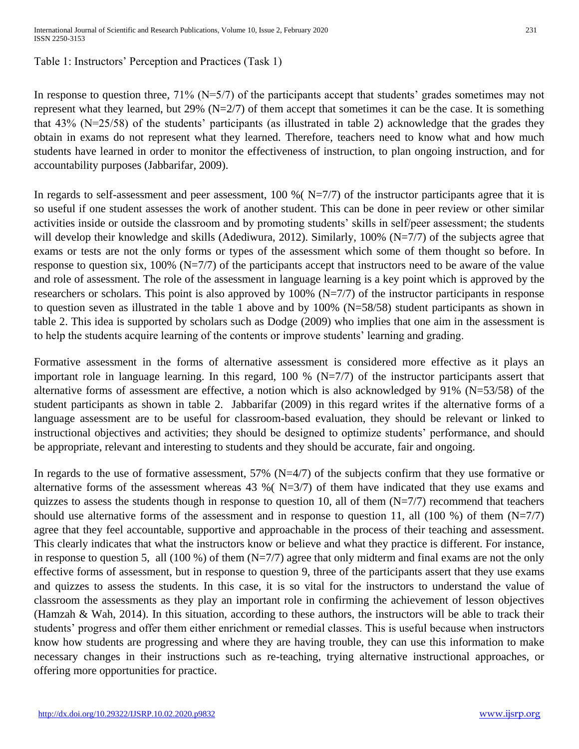Table 1: Instructors' Perception and Practices (Task 1)

In response to question three, 71% (N=5/7) of the participants accept that students' grades sometimes may not represent what they learned, but 29% (N=2/7) of them accept that sometimes it can be the case. It is something that 43% (N=25/58) of the students' participants (as illustrated in table 2) acknowledge that the grades they obtain in exams do not represent what they learned. Therefore, teachers need to know what and how much students have learned in order to monitor the effectiveness of instruction, to plan ongoing instruction, and for accountability purposes (Jabbarifar, 2009).

In regards to self-assessment and peer assessment, 100 %( N=7/7) of the instructor participants agree that it is so useful if one student assesses the work of another student. This can be done in peer review or other similar activities inside or outside the classroom and by promoting students' skills in self/peer assessment; the students will develop their knowledge and skills (Adediwura, 2012). Similarly, 100% (N=7/7) of the subjects agree that exams or tests are not the only forms or types of the assessment which some of them thought so before. In response to question six, 100% (N=7/7) of the participants accept that instructors need to be aware of the value and role of assessment. The role of the assessment in language learning is a key point which is approved by the researchers or scholars. This point is also approved by 100% (N=7/7) of the instructor participants in response to question seven as illustrated in the table 1 above and by 100% (N=58/58) student participants as shown in table 2. This idea is supported by scholars such as Dodge (2009) who implies that one aim in the assessment is to help the students acquire learning of the contents or improve students' learning and grading.

Formative assessment in the forms of alternative assessment is considered more effective as it plays an important role in language learning. In this regard, 100 % (N=7/7) of the instructor participants assert that alternative forms of assessment are effective, a notion which is also acknowledged by 91% (N=53/58) of the student participants as shown in table 2. Jabbarifar (2009) in this regard writes if the alternative forms of a language assessment are to be useful for classroom-based evaluation, they should be relevant or linked to instructional objectives and activities; they should be designed to optimize students' performance, and should be appropriate, relevant and interesting to students and they should be accurate, fair and ongoing.

In regards to the use of formative assessment, 57% (N=4/7) of the subjects confirm that they use formative or alternative forms of the assessment whereas 43 %( N=3/7) of them have indicated that they use exams and quizzes to assess the students though in response to question 10, all of them (N=7/7) recommend that teachers should use alternative forms of the assessment and in response to question 11, all (100 %) of them (N=7/7) agree that they feel accountable, supportive and approachable in the process of their teaching and assessment. This clearly indicates that what the instructors know or believe and what they practice is different. For instance, in response to question 5, all (100 %) of them (N=7/7) agree that only midterm and final exams are not the only effective forms of assessment, but in response to question 9, three of the participants assert that they use exams and quizzes to assess the students. In this case, it is so vital for the instructors to understand the value of classroom the assessments as they play an important role in confirming the achievement of lesson objectives (Hamzah & Wah, 2014). In this situation, according to these authors, the instructors will be able to track their students' progress and offer them either enrichment or remedial classes. This is useful because when instructors know how students are progressing and where they are having trouble, they can use this information to make necessary changes in their instructions such as re-teaching, trying alternative instructional approaches, or offering more opportunities for practice.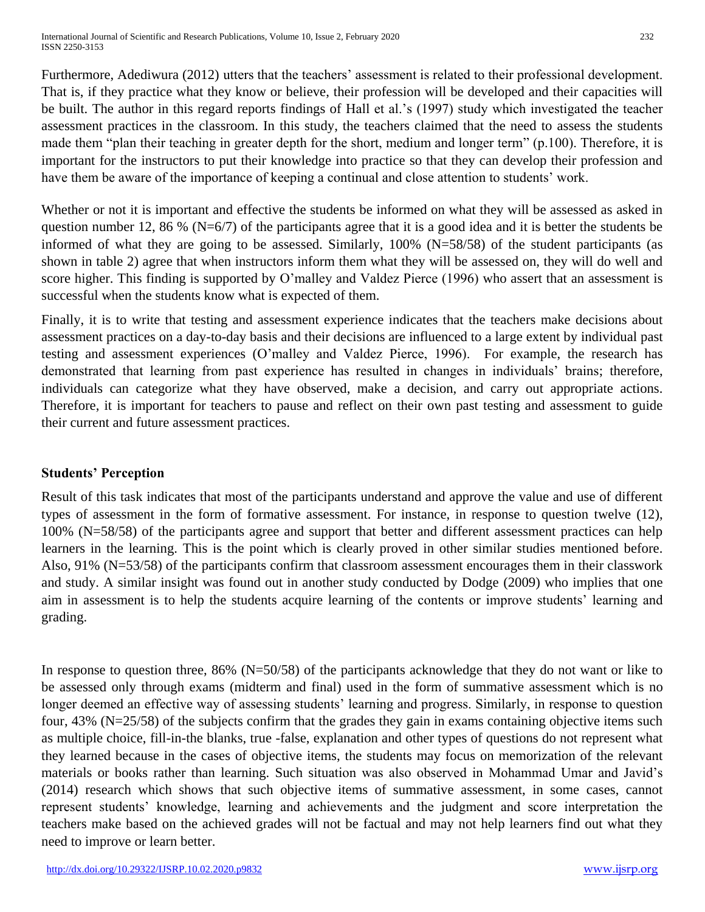Furthermore, Adediwura (2012) utters that the teachers' assessment is related to their professional development. That is, if they practice what they know or believe, their profession will be developed and their capacities will be built. The author in this regard reports findings of Hall et al.'s (1997) study which investigated the teacher assessment practices in the classroom. In this study, the teachers claimed that the need to assess the students made them "plan their teaching in greater depth for the short, medium and longer term" (p.100). Therefore, it is important for the instructors to put their knowledge into practice so that they can develop their profession and have them be aware of the importance of keeping a continual and close attention to students' work.

Whether or not it is important and effective the students be informed on what they will be assessed as asked in question number 12, 86 % (N=6/7) of the participants agree that it is a good idea and it is better the students be informed of what they are going to be assessed. Similarly, 100% (N=58/58) of the student participants (as shown in table 2) agree that when instructors inform them what they will be assessed on, they will do well and score higher. This finding is supported by O'malley and Valdez Pierce (1996) who assert that an assessment is successful when the students know what is expected of them.

Finally, it is to write that testing and assessment experience indicates that the teachers make decisions about assessment practices on a day-to-day basis and their decisions are influenced to a large extent by individual past testing and assessment experiences (O'malley and Valdez Pierce, 1996). For example, the research has demonstrated that learning from past experience has resulted in changes in individuals' brains; therefore, individuals can categorize what they have observed, make a decision, and carry out appropriate actions. Therefore, it is important for teachers to pause and reflect on their own past testing and assessment to guide their current and future assessment practices.

**Students' Perception**

Result of this task indicates that most of the participants understand and approve the value and use of different types of assessment in the form of formative assessment. For instance, in response to question twelve (12), 100% (N=58/58) of the participants agree and support that better and different assessment practices can help learners in the learning. This is the point which is clearly proved in other similar studies mentioned before. Also, 91% (N=53/58) of the participants confirm that classroom assessment encourages them in their classwork and study. A similar insight was found out in another study conducted by Dodge (2009) who implies that one aim in assessment is to help the students acquire learning of the contents or improve students' learning and grading.

In response to question three, 86% (N=50/58) of the participants acknowledge that they do not want or like to be assessed only through exams (midterm and final) used in the form of summative assessment which is no longer deemed an effective way of assessing students' learning and progress. Similarly, in response to question four, 43% (N=25/58) of the subjects confirm that the grades they gain in exams containing objective items such as multiple choice, fill-in-the blanks, true -false, explanation and other types of questions do not represent what they learned because in the cases of objective items, the students may focus on memorization of the relevant materials or books rather than learning. Such situation was also observed in Mohammad Umar and Javid's (2014) research which shows that such objective items of summative assessment, in some cases, cannot represent students' knowledge, learning and achievements and the judgment and score interpretation the teachers make based on the achieved grades will not be factual and may not help learners find out what they need to improve or learn better.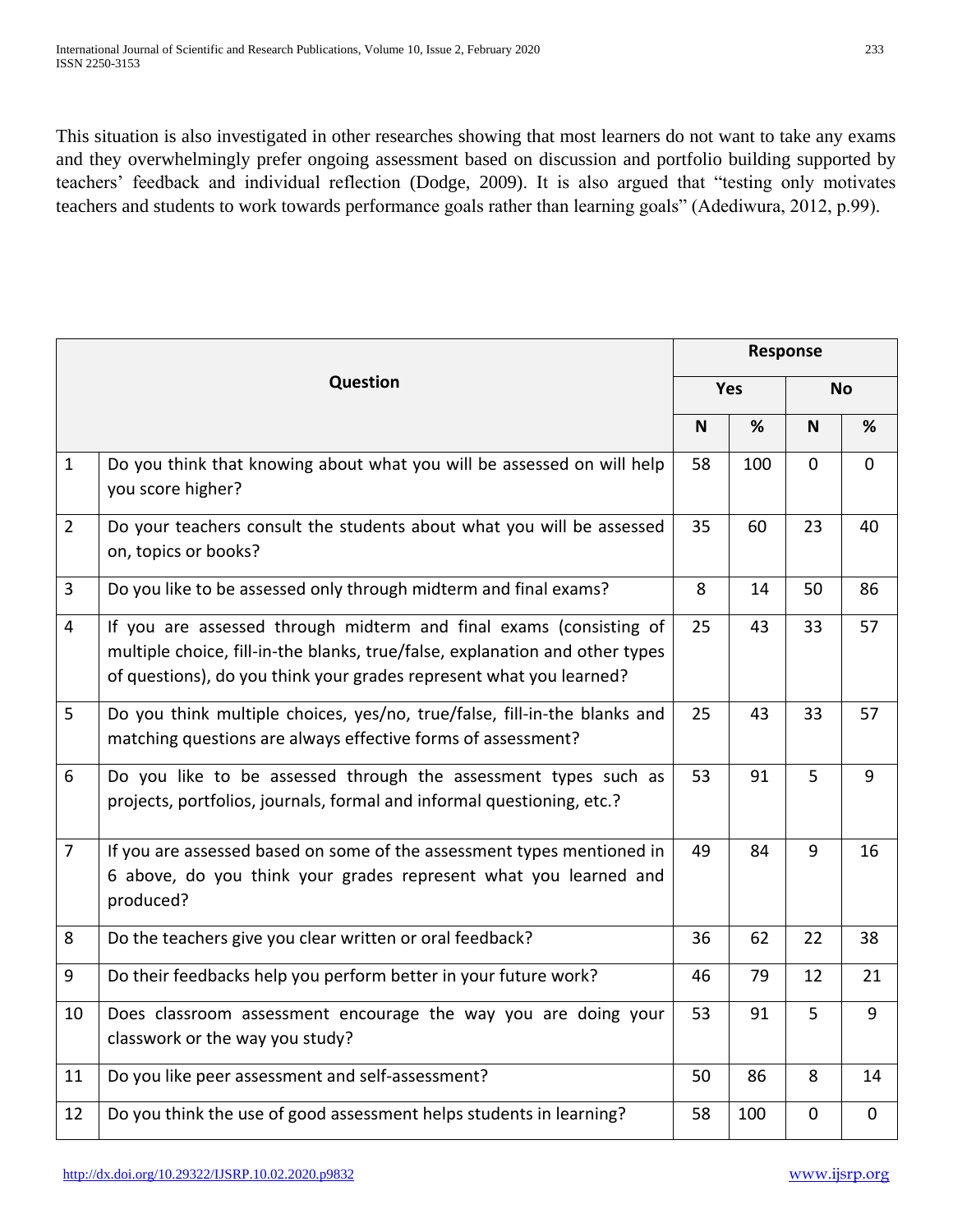This situation is also investigated in other researches showing that most learners do not want to take any exams and they overwhelmingly prefer ongoing assessment based on discussion and portfolio building supported by teachers' feedback and individual reflection (Dodge, 2009). It is also argued that "testing only motivates teachers and students to work towards performance goals rather than learning goals" (Adediwura, 2012, p.99).

| | **Question** | **Response** | | | |
|---|---|---|---|---|---|
| | | **Yes** | | **No** | |
| | | **N** | **%** | **N** | **%** |
| 1 | Do you think that knowing about what you will be assessed on will help you score higher? | 58 | 100 | 0 | 0 |
| 2 | Do your teachers consult the students about what you will be assessed on, topics or books? | 35 | 60 | 23 | 40 |
| 3 | Do you like to be assessed only through midterm and final exams? | 8 | 14 | 50 | 86 |
| 4 | If you are assessed through midterm and final exams (consisting of multiple choice, fill-in-the blanks, true/false, explanation and other types of questions), do you think your grades represent what you learned? | 25 | 43 | 33 | 57 |
| 5 | Do you think multiple choices, yes/no, true/false, fill-in-the blanks and matching questions are always effective forms of assessment? | 25 | 43 | 33 | 57 |
| 6 | Do you like to be assessed through the assessment types such as projects, portfolios, journals, formal and informal questioning, etc.? | 53 | 91 | 5 | 9 |
| 7 | If you are assessed based on some of the assessment types mentioned in 6 above, do you think your grades represent what you learned and produced? | 49 | 84 | 9 | 16 |
| 8 | Do the teachers give you clear written or oral feedback? | 36 | 62 | 22 | 38 |
| 9 | Do their feedbacks help you perform better in your future work? | 46 | 79 | 12 | 21 |
| 10 | Does classroom assessment encourage the way you are doing your classwork or the way you study? | 53 | 91 | 5 | 9 |
| 11 | Do you like peer assessment and self-assessment? | 50 | 86 | 8 | 14 |
| 12 | Do you think the use of good assessment helps students in learning? | 58 | 100 | 0 | 0 |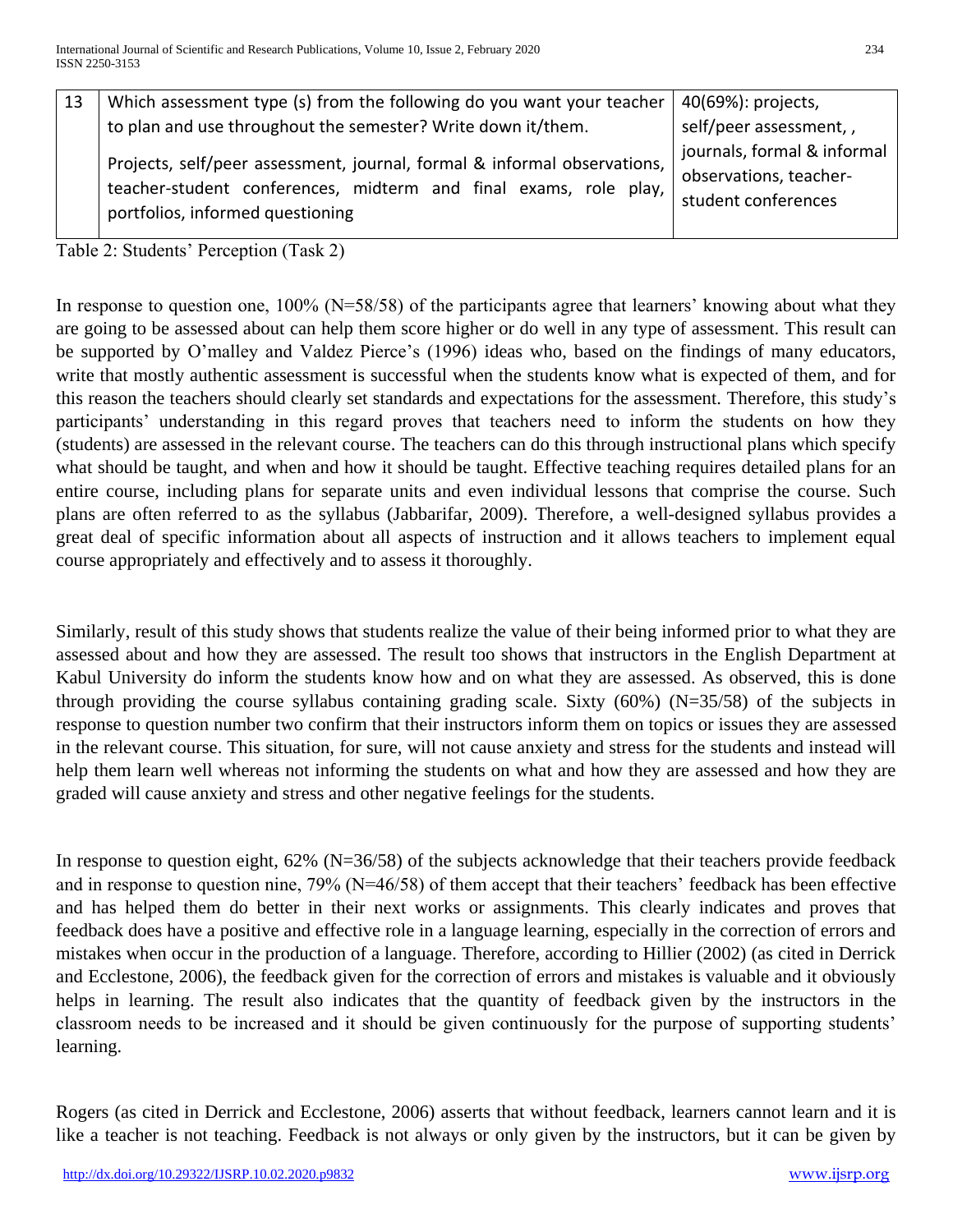| 13 | Which assessment type (s) from the following do you want your teacher to plan and use throughout the semester? Write down it/them. Projects, self/peer assessment, journal, formal & informal observations, teacher-student conferences, midterm and final exams, role play, portfolios, informed questioning | 40(69%): projects, self/peer assessment, , journals, formal & informal observations, teacher-student conferences |
|---|---|---|

Table 2: Students' Perception (Task 2)

In response to question one, 100% (N=58/58) of the participants agree that learners' knowing about what they are going to be assessed about can help them score higher or do well in any type of assessment. This result can be supported by O'malley and Valdez Pierce's (1996) ideas who, based on the findings of many educators, write that mostly authentic assessment is successful when the students know what is expected of them, and for this reason the teachers should clearly set standards and expectations for the assessment. Therefore, this study's participants' understanding in this regard proves that teachers need to inform the students on how they (students) are assessed in the relevant course. The teachers can do this through instructional plans which specify what should be taught, and when and how it should be taught. Effective teaching requires detailed plans for an entire course, including plans for separate units and even individual lessons that comprise the course. Such plans are often referred to as the syllabus (Jabbarifar, 2009). Therefore, a well-designed syllabus provides a great deal of specific information about all aspects of instruction and it allows teachers to implement equal course appropriately and effectively and to assess it thoroughly.

Similarly, result of this study shows that students realize the value of their being informed prior to what they are assessed about and how they are assessed. The result too shows that instructors in the English Department at Kabul University do inform the students know how and on what they are assessed. As observed, this is done through providing the course syllabus containing grading scale. Sixty (60%) (N=35/58) of the subjects in response to question number two confirm that their instructors inform them on topics or issues they are assessed in the relevant course. This situation, for sure, will not cause anxiety and stress for the students and instead will help them learn well whereas not informing the students on what and how they are assessed and how they are graded will cause anxiety and stress and other negative feelings for the students.

In response to question eight, 62% (N=36/58) of the subjects acknowledge that their teachers provide feedback and in response to question nine, 79% (N=46/58) of them accept that their teachers' feedback has been effective and has helped them do better in their next works or assignments. This clearly indicates and proves that feedback does have a positive and effective role in a language learning, especially in the correction of errors and mistakes when occur in the production of a language. Therefore, according to Hillier (2002) (as cited in Derrick and Ecclestone, 2006), the feedback given for the correction of errors and mistakes is valuable and it obviously helps in learning. The result also indicates that the quantity of feedback given by the instructors in the classroom needs to be increased and it should be given continuously for the purpose of supporting students' learning.

Rogers (as cited in Derrick and Ecclestone, 2006) asserts that without feedback, learners cannot learn and it is like a teacher is not teaching. Feedback is not always or only given by the instructors, but it can be given by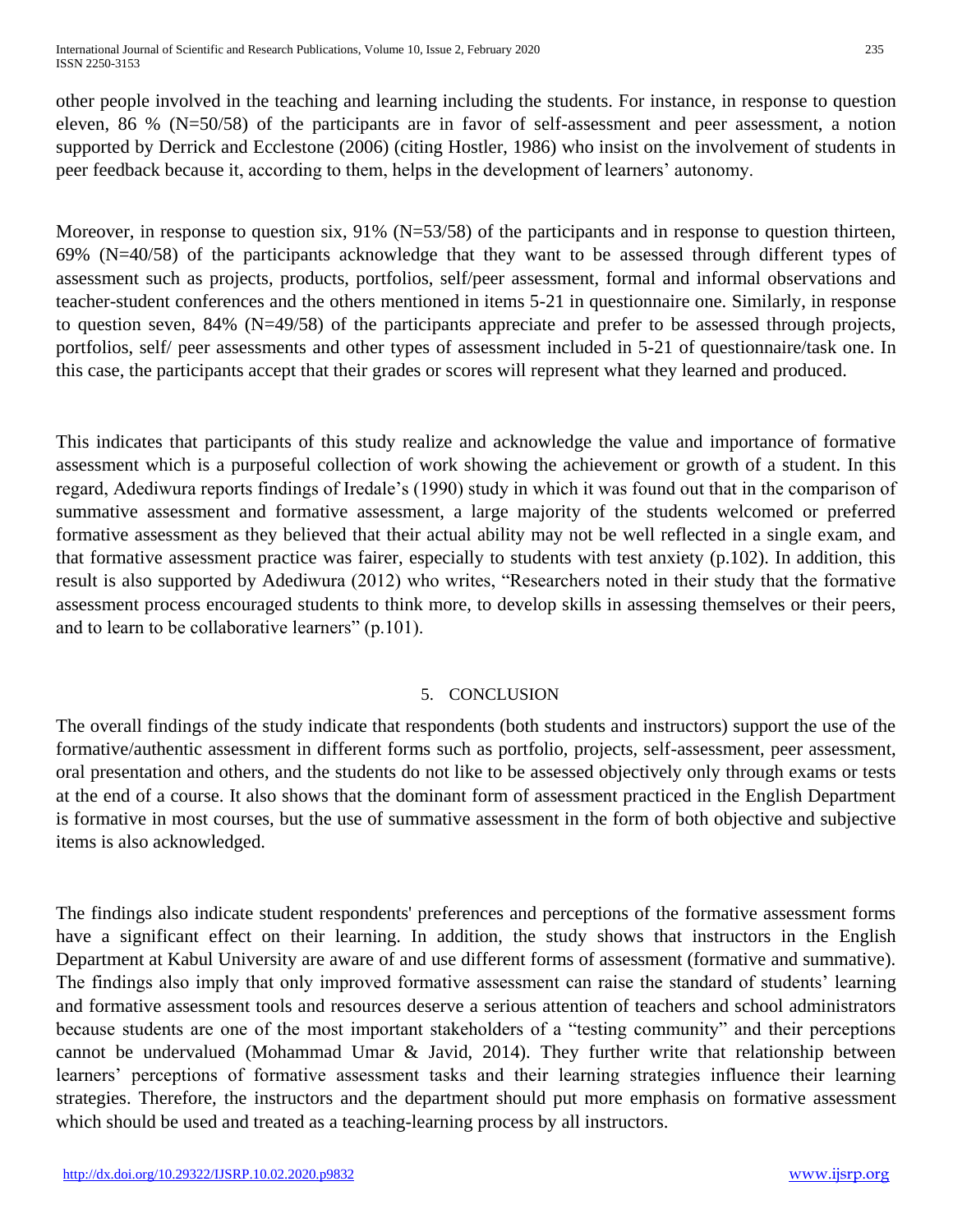other people involved in the teaching and learning including the students. For instance, in response to question eleven, 86 % (N=50/58) of the participants are in favor of self-assessment and peer assessment, a notion supported by Derrick and Ecclestone (2006) (citing Hostler, 1986) who insist on the involvement of students in peer feedback because it, according to them, helps in the development of learners' autonomy.

Moreover, in response to question six, 91% (N=53/58) of the participants and in response to question thirteen, 69% (N=40/58) of the participants acknowledge that they want to be assessed through different types of assessment such as projects, products, portfolios, self/peer assessment, formal and informal observations and teacher-student conferences and the others mentioned in items 5-21 in questionnaire one. Similarly, in response to question seven, 84% (N=49/58) of the participants appreciate and prefer to be assessed through projects, portfolios, self/ peer assessments and other types of assessment included in 5-21 of questionnaire/task one. In this case, the participants accept that their grades or scores will represent what they learned and produced.

This indicates that participants of this study realize and acknowledge the value and importance of formative assessment which is a purposeful collection of work showing the achievement or growth of a student. In this regard, Adediwura reports findings of Iredale's (1990) study in which it was found out that in the comparison of summative assessment and formative assessment, a large majority of the students welcomed or preferred formative assessment as they believed that their actual ability may not be well reflected in a single exam, and that formative assessment practice was fairer, especially to students with test anxiety (p.102). In addition, this result is also supported by Adediwura (2012) who writes, "Researchers noted in their study that the formative assessment process encouraged students to think more, to develop skills in assessing themselves or their peers, and to learn to be collaborative learners" (p.101).

## 5. CONCLUSION

The overall findings of the study indicate that respondents (both students and instructors) support the use of the formative/authentic assessment in different forms such as portfolio, projects, self-assessment, peer assessment, oral presentation and others, and the students do not like to be assessed objectively only through exams or tests at the end of a course. It also shows that the dominant form of assessment practiced in the English Department is formative in most courses, but the use of summative assessment in the form of both objective and subjective items is also acknowledged.

The findings also indicate student respondents' preferences and perceptions of the formative assessment forms have a significant effect on their learning. In addition, the study shows that instructors in the English Department at Kabul University are aware of and use different forms of assessment (formative and summative). The findings also imply that only improved formative assessment can raise the standard of students' learning and formative assessment tools and resources deserve a serious attention of teachers and school administrators because students are one of the most important stakeholders of a "testing community" and their perceptions cannot be undervalued (Mohammad Umar & Javid, 2014). They further write that relationship between learners' perceptions of formative assessment tasks and their learning strategies influence their learning strategies. Therefore, the instructors and the department should put more emphasis on formative assessment which should be used and treated as a teaching-learning process by all instructors.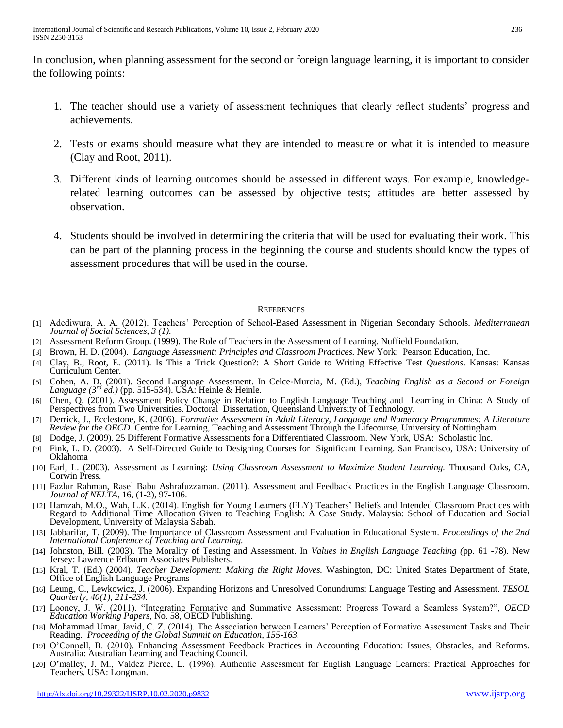In conclusion, when planning assessment for the second or foreign language learning, it is important to consider the following points:

1. The teacher should use a variety of assessment techniques that clearly reflect students' progress and achievements.

2. Tests or exams should measure what they are intended to measure or what it is intended to measure (Clay and Root, 2011).

3. Different kinds of learning outcomes should be assessed in different ways. For example, knowledge-related learning outcomes can be assessed by objective tests; attitudes are better assessed by observation.

4. Students should be involved in determining the criteria that will be used for evaluating their work. This can be part of the planning process in the beginning the course and students should know the types of assessment procedures that will be used in the course.

## References

[1] Adediwura, A. A. (2012). Teachers' Perception of School-Based Assessment in Nigerian Secondary Schools. *Mediterranean Journal of Social Sciences, 3 (1).*

[2] Assessment Reform Group. (1999). The Role of Teachers in the Assessment of Learning. Nuffield Foundation.

[3] Brown, H. D. (2004). *Language Assessment: Principles and Classroom Practices.* New York: Pearson Education, Inc.

[4] Clay, B., Root, E. (2011). Is This a Trick Question?: A Short Guide to Writing Effective Test *Questions*. Kansas: Kansas Curriculum Center.

[5] Cohen, A. D. (2001). Second Language Assessment. In Celce-Murcia, M. (Ed.), *Teaching English as a Second or Foreign Language (3rd ed.)* (pp. 515-534). USA: Heinle & Heinle.

[6] Chen, Q. (2001). Assessment Policy Change in Relation to English Language Teaching and Learning in China: A Study of Perspectives from Two Universities. Doctoral Dissertation, Queensland University of Technology.

[7] Derrick, J., Ecclestone, K. (2006). *Formative Assessment in Adult Literacy, Language and Numeracy Programmes: A Literature Review for the OECD.* Centre for Learning, Teaching and Assessment Through the Lifecourse, University of Nottingham.

[8] Dodge, J. (2009). 25 Different Formative Assessments for a Differentiated Classroom. New York, USA: Scholastic Inc.

[9] Fink, L. D. (2003). A Self-Directed Guide to Designing Courses for Significant Learning. San Francisco, USA: University of Oklahoma

[10] Earl, L. (2003). Assessment as Learning: *Using Classroom Assessment to Maximize Student Learning.* Thousand Oaks, CA, Corwin Press.

[11] Fazlur Rahman, Rasel Babu Ashrafuzzaman. (2011). Assessment and Feedback Practices in the English Language Classroom. *Journal of NELTA*, 16, (1-2), 97-106.

[12] Hamzah, M.O., Wah, L.K. (2014). English for Young Learners (FLY) Teachers' Beliefs and Intended Classroom Practices with Regard to Additional Time Allocation Given to Teaching English: A Case Study. Malaysia: School of Education and Social Development, University of Malaysia Sabah.

[13] Jabbarifar, T. (2009). The Importance of Classroom Assessment and Evaluation in Educational System. *Proceedings of the 2nd International Conference of Teaching and Learning.*

[14] Johnston, Bill. (2003). The Morality of Testing and Assessment. In *Values in English Language Teaching (*pp. 61 -78). New Jersey: Lawrence Erlbaum Associates Publishers.

[15] Kral, T. (Ed.) (2004). *Teacher Development: Making the Right Moves.* Washington, DC: United States Department of State, Office of English Language Programs

[16] Leung, C., Lewkowicz, J. (2006). Expanding Horizons and Unresolved Conundrums: Language Testing and Assessment. *TESOL Quarterly, 40(1), 211-234.*

[17] Looney, J. W. (2011). "Integrating Formative and Summative Assessment: Progress Toward a Seamless System?", *OECD Education Working Papers*, No. 58, OECD Publishing.

[18] Mohammad Umar, Javid, C. Z. (2014). The Association between Learners' Perception of Formative Assessment Tasks and Their Reading. *Proceeding of the Global Summit on Education, 155-163.*

[19] O'Connell, B. (2010). Enhancing Assessment Feedback Practices in Accounting Education: Issues, Obstacles, and Reforms. Australia: Australian Learning and Teaching Council.

[20] O'malley, J. M., Valdez Pierce, L. (1996). Authentic Assessment for English Language Learners: Practical Approaches for Teachers. USA: Longman.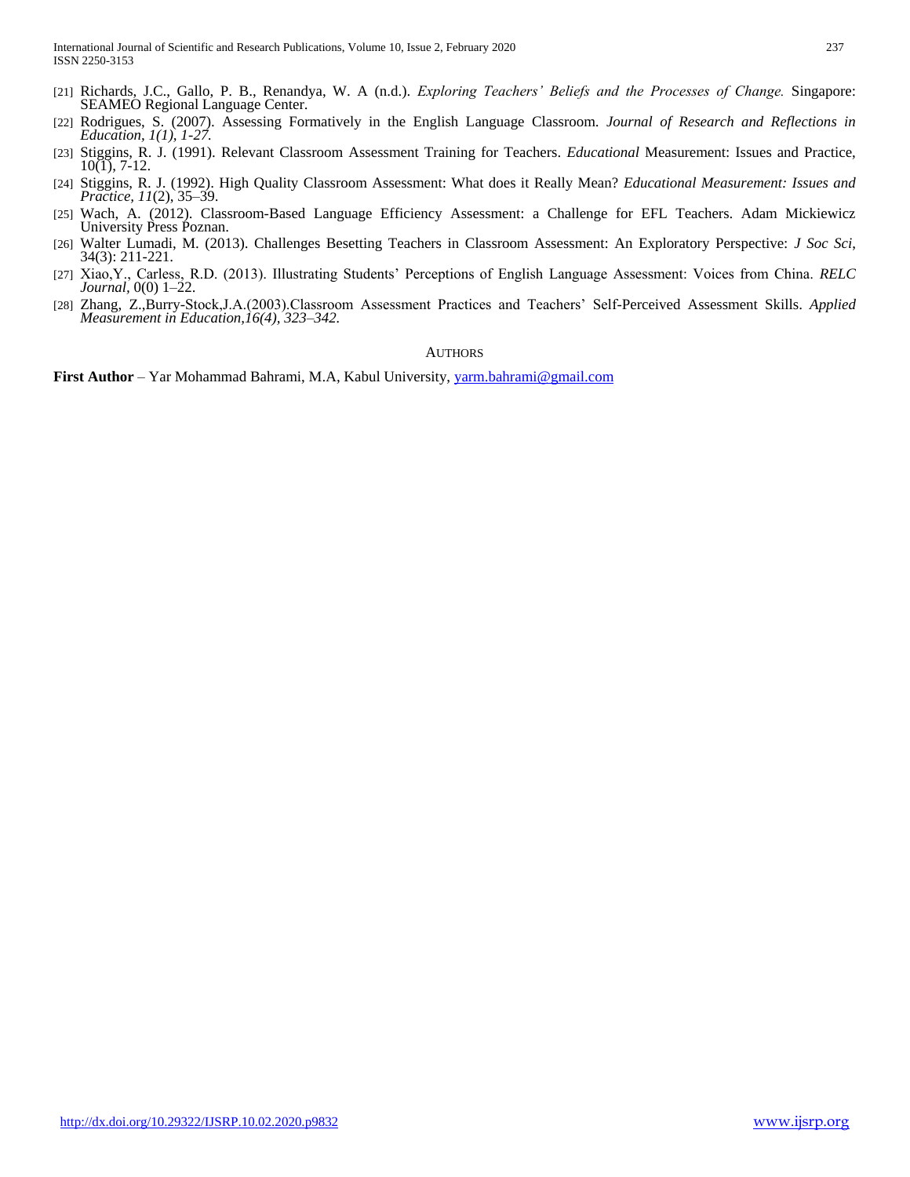[21] Richards, J.C., Gallo, P. B., Renandya, W. A (n.d.). *Exploring Teachers' Beliefs and the Processes of Change.* Singapore: SEAMEO Regional Language Center.

[22] Rodrigues, S. (2007). Assessing Formatively in the English Language Classroom. *Journal of Research and Reflections in Education, 1(1), 1-27.*

[23] Stiggins, R. J. (1991). Relevant Classroom Assessment Training for Teachers. *Educational* Measurement: Issues and Practice, 10(1), 7-12.

[24] Stiggins, R. J. (1992). High Quality Classroom Assessment: What does it Really Mean? *Educational Measurement: Issues and Practice, 11*(2), 35–39.

[25] Wach, A. (2012). Classroom-Based Language Efficiency Assessment: a Challenge for EFL Teachers. Adam Mickiewicz University Press Poznan.

[26] Walter Lumadi, M. (2013). Challenges Besetting Teachers in Classroom Assessment: An Exploratory Perspective: *J Soc Sci*, 34(3): 211-221.

[27] Xiao,Y., Carless, R.D. (2013). Illustrating Students' Perceptions of English Language Assessment: Voices from China. *RELC Journal*, 0(0) 1–22.

[28] Zhang, Z.,Burry-Stock,J.A.(2003).Classroom Assessment Practices and Teachers' Self-Perceived Assessment Skills. *Applied Measurement in Education,16(4), 323–342.*

## Authors

**First Author** – Yar Mohammad Bahrami, M.A, Kabul University, yarm.bahrami@gmail.com